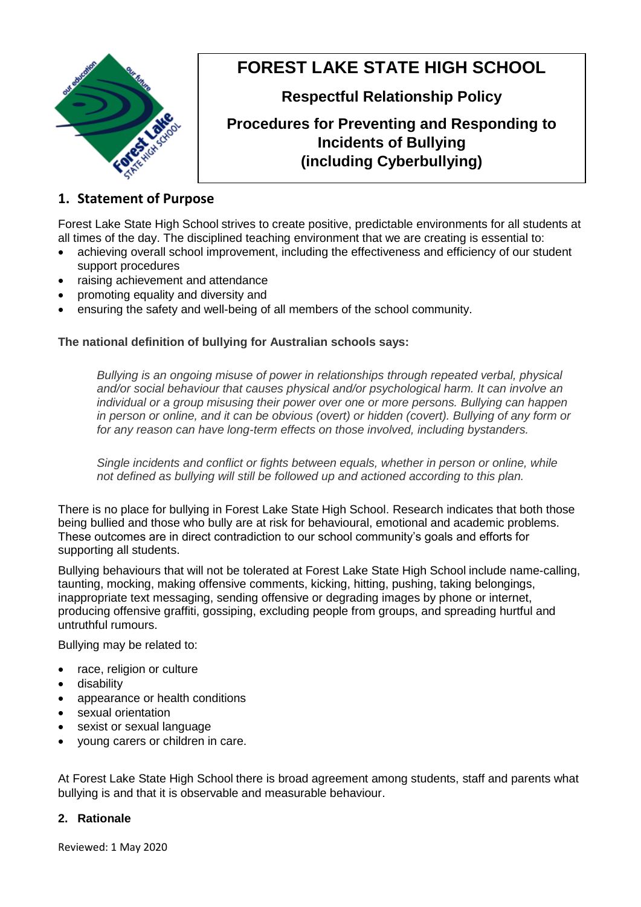# FOREST LAKE STATE HIGH SCHOOL

**Respectful Relationship Policy**

**Procedures for Preventing and Responding to Incidents of Bullying (including Cyberbullying)**

## 1. Statement of Purpose

Forest Lake State High School strives to create positive, predictable environments for all students at all times of the day. The disciplined teaching environment that we are creating is essential to:

- achieving overall school improvement, including the effectiveness and efficiency of our student support procedures
- raising achievement and attendance
- promoting equality and diversity and
- ensuring the safety and well-being of all members of the school community.

**The national definition of bullying for Australian schools says:**

> *Bullying is an ongoing misuse of power in relationships through repeated verbal, physical and/or social behaviour that causes physical and/or psychological harm. It can involve an individual or a group misusing their power over one or more persons. Bullying can happen in person or online, and it can be obvious (overt) or hidden (covert). Bullying of any form or for any reason can have long-term effects on those involved, including bystanders.*
>
> *Single incidents and conflict or fights between equals, whether in person or online, while not defined as bullying will still be followed up and actioned according to this plan.*

There is no place for bullying in Forest Lake State High School. Research indicates that both those being bullied and those who bully are at risk for behavioural, emotional and academic problems. These outcomes are in direct contradiction to our school community's goals and efforts for supporting all students.

Bullying behaviours that will not be tolerated at Forest Lake State High School include name-calling, taunting, mocking, making offensive comments, kicking, hitting, pushing, taking belongings, inappropriate text messaging, sending offensive or degrading images by phone or internet, producing offensive graffiti, gossiping, excluding people from groups, and spreading hurtful and untruthful rumours.

Bullying may be related to:

- race, religion or culture
- disability
- appearance or health conditions
- sexual orientation
- sexist or sexual language
- young carers or children in care.

At Forest Lake State High School there is broad agreement among students, staff and parents what bullying is and that it is observable and measurable behaviour.

### 2. Rationale

Reviewed: 1 May 2020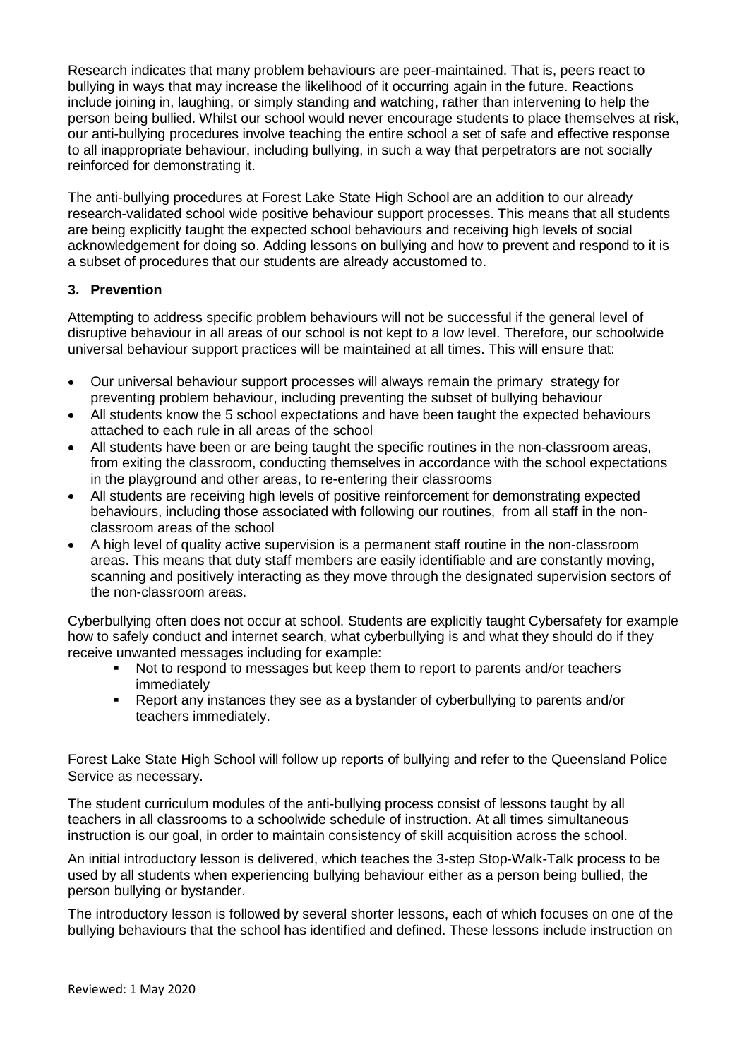Research indicates that many problem behaviours are peer-maintained. That is, peers react to bullying in ways that may increase the likelihood of it occurring again in the future. Reactions include joining in, laughing, or simply standing and watching, rather than intervening to help the person being bullied. Whilst our school would never encourage students to place themselves at risk, our anti-bullying procedures involve teaching the entire school a set of safe and effective response to all inappropriate behaviour, including bullying, in such a way that perpetrators are not socially reinforced for demonstrating it.

The anti-bullying procedures at Forest Lake State High School are an addition to our already research-validated school wide positive behaviour support processes. This means that all students are being explicitly taught the expected school behaviours and receiving high levels of social acknowledgement for doing so. Adding lessons on bullying and how to prevent and respond to it is a subset of procedures that our students are already accustomed to.

### 3. Prevention

Attempting to address specific problem behaviours will not be successful if the general level of disruptive behaviour in all areas of our school is not kept to a low level. Therefore, our schoolwide universal behaviour support practices will be maintained at all times. This will ensure that:

- Our universal behaviour support processes will always remain the primary strategy for preventing problem behaviour, including preventing the subset of bullying behaviour
- All students know the 5 school expectations and have been taught the expected behaviours attached to each rule in all areas of the school
- All students have been or are being taught the specific routines in the non-classroom areas, from exiting the classroom, conducting themselves in accordance with the school expectations in the playground and other areas, to re-entering their classrooms
- All students are receiving high levels of positive reinforcement for demonstrating expected behaviours, including those associated with following our routines, from all staff in the non-classroom areas of the school
- A high level of quality active supervision is a permanent staff routine in the non-classroom areas. This means that duty staff members are easily identifiable and are constantly moving, scanning and positively interacting as they move through the designated supervision sectors of the non-classroom areas.

Cyberbullying often does not occur at school. Students are explicitly taught Cybersafety for example how to safely conduct and internet search, what cyberbullying is and what they should do if they receive unwanted messages including for example:

- Not to respond to messages but keep them to report to parents and/or teachers immediately
- Report any instances they see as a bystander of cyberbullying to parents and/or teachers immediately.

Forest Lake State High School will follow up reports of bullying and refer to the Queensland Police Service as necessary.

The student curriculum modules of the anti-bullying process consist of lessons taught by all teachers in all classrooms to a schoolwide schedule of instruction. At all times simultaneous instruction is our goal, in order to maintain consistency of skill acquisition across the school.

An initial introductory lesson is delivered, which teaches the 3-step Stop-Walk-Talk process to be used by all students when experiencing bullying behaviour either as a person being bullied, the person bullying or bystander.

The introductory lesson is followed by several shorter lessons, each of which focuses on one of the bullying behaviours that the school has identified and defined. These lessons include instruction on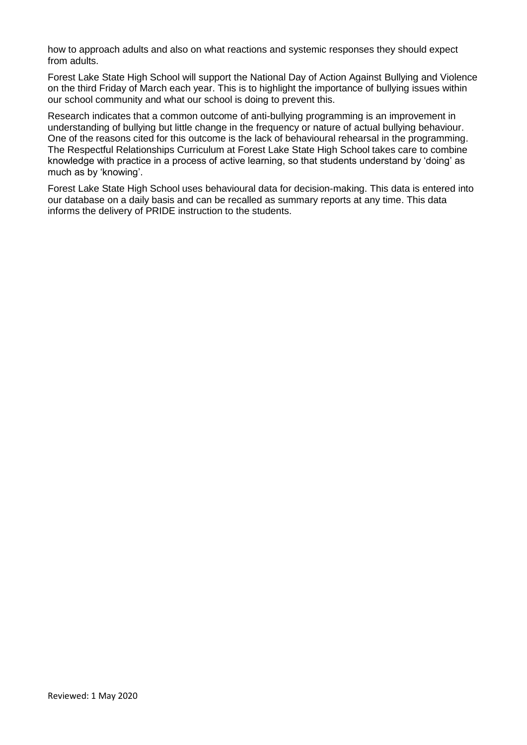how to approach adults and also on what reactions and systemic responses they should expect from adults.

Forest Lake State High School will support the National Day of Action Against Bullying and Violence on the third Friday of March each year. This is to highlight the importance of bullying issues within our school community and what our school is doing to prevent this.

Research indicates that a common outcome of anti-bullying programming is an improvement in understanding of bullying but little change in the frequency or nature of actual bullying behaviour. One of the reasons cited for this outcome is the lack of behavioural rehearsal in the programming. The Respectful Relationships Curriculum at Forest Lake State High School takes care to combine knowledge with practice in a process of active learning, so that students understand by 'doing' as much as by 'knowing'.

Forest Lake State High School uses behavioural data for decision-making. This data is entered into our database on a daily basis and can be recalled as summary reports at any time. This data informs the delivery of PRIDE instruction to the students.

Reviewed: 1 May 2020